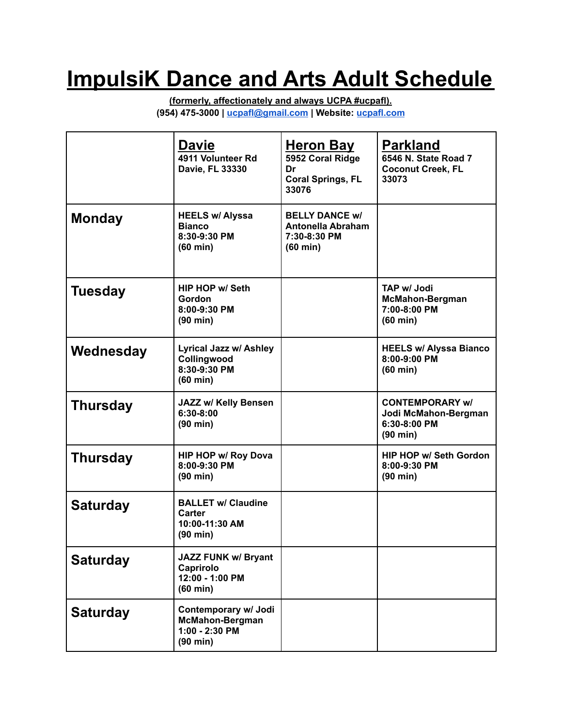# ImpulsiK Dance and Arts Adult Schedule

**(formerly, affectionately and always UCPA #ucpafl).**
**(954) 475-3000 | ucpafl@gmail.com | Website: ucpafl.com**

| | **Davie**<br>4911 Volunteer Rd<br>Davie, FL 33330 | **Heron Bay**<br>5952 Coral Ridge Dr<br>Coral Springs, FL 33076 | **Parkland**<br>6546 N. State Road 7<br>Coconut Creek, FL 33073 |
|---|---|---|---|
| **Monday** | HEELS w/ Alyssa Bianco<br>8:30-9:30 PM<br>(60 min) | BELLY DANCE w/ Antonella Abraham<br>7:30-8:30 PM<br>(60 min) | |
| **Tuesday** | HIP HOP w/ Seth Gordon<br>8:00-9:30 PM<br>(90 min) | | TAP w/ Jodi McMahon-Bergman<br>7:00-8:00 PM<br>(60 min) |
| **Wednesday** | Lyrical Jazz w/ Ashley Collingwood<br>8:30-9:30 PM<br>(60 min) | | HEELS w/ Alyssa Bianco<br>8:00-9:00 PM<br>(60 min) |
| **Thursday** | JAZZ w/ Kelly Bensen<br>6:30-8:00<br>(90 min) | | CONTEMPORARY w/ Jodi McMahon-Bergman<br>6:30-8:00 PM<br>(90 min) |
| **Thursday** | HIP HOP w/ Roy Dova<br>8:00-9:30 PM<br>(90 min) | | HIP HOP w/ Seth Gordon<br>8:00-9:30 PM<br>(90 min) |
| **Saturday** | BALLET w/ Claudine Carter<br>10:00-11:30 AM<br>(90 min) | | |
| **Saturday** | JAZZ FUNK w/ Bryant Caprirolo<br>12:00 - 1:00 PM<br>(60 min) | | |
| **Saturday** | Contemporary w/ Jodi McMahon-Bergman<br>1:00 - 2:30 PM<br>(90 min) | | |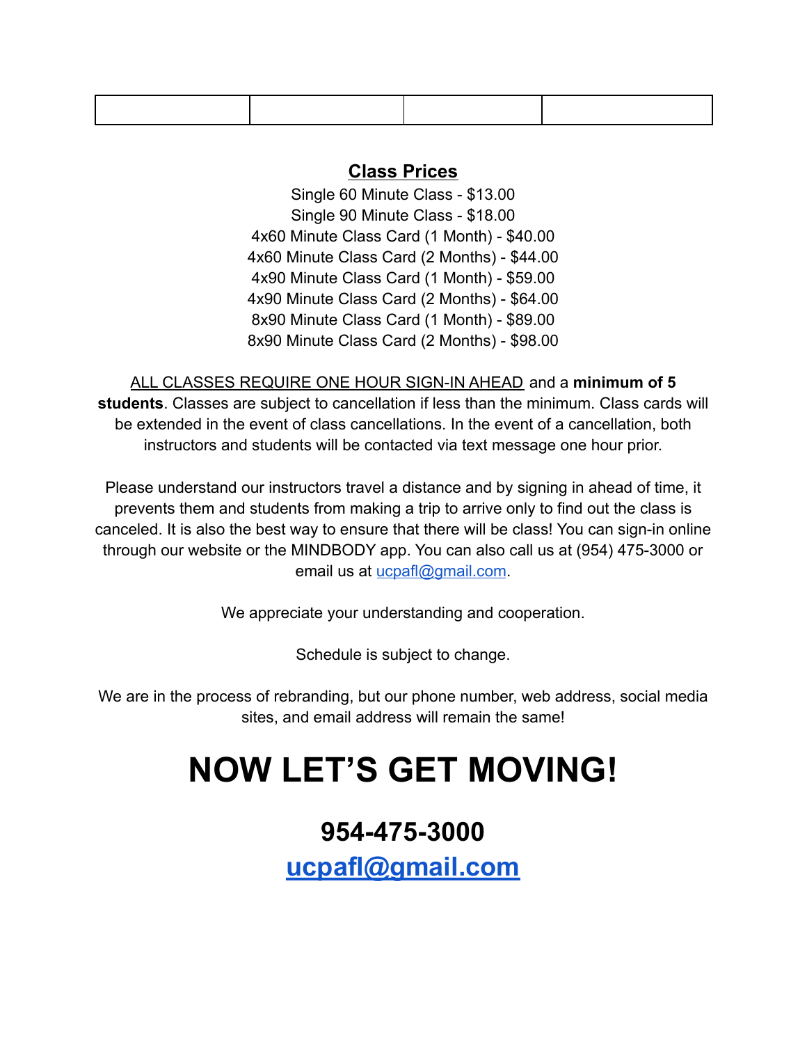| | | | |
|---|---|---|---|
| | | | |

## Class Prices

Single 60 Minute Class - $13.00
Single 90 Minute Class - $18.00
4x60 Minute Class Card (1 Month) - $40.00
4x60 Minute Class Card (2 Months) - $44.00
4x90 Minute Class Card (1 Month) - $59.00
4x90 Minute Class Card (2 Months) - $64.00
8x90 Minute Class Card (1 Month) - $89.00
8x90 Minute Class Card (2 Months) - $98.00

ALL CLASSES REQUIRE ONE HOUR SIGN-IN AHEAD and a **minimum of 5 students**. Classes are subject to cancellation if less than the minimum. Class cards will be extended in the event of class cancellations. In the event of a cancellation, both instructors and students will be contacted via text message one hour prior.

Please understand our instructors travel a distance and by signing in ahead of time, it prevents them and students from making a trip to arrive only to find out the class is canceled. It is also the best way to ensure that there will be class! You can sign-in online through our website or the MINDBODY app. You can also call us at (954) 475-3000 or email us at ucpafl@gmail.com.

We appreciate your understanding and cooperation.

Schedule is subject to change.

We are in the process of rebranding, but our phone number, web address, social media sites, and email address will remain the same!

# NOW LET'S GET MOVING!

## 954-475-3000

## ucpafl@gmail.com